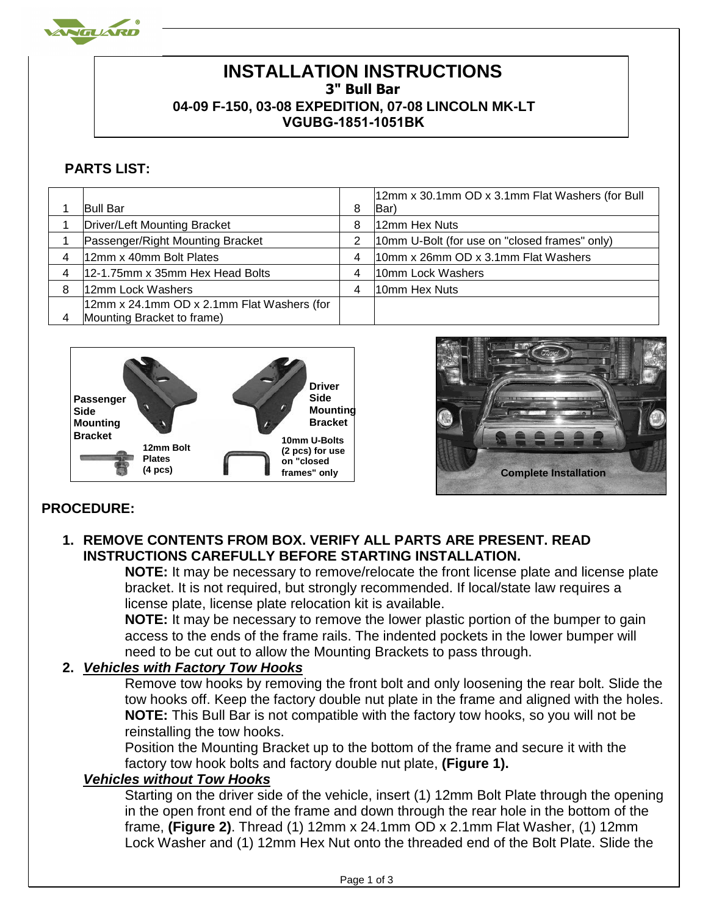# INSTALLATION INSTRUCTIONS

### 3" Bull Bar

### 04-09 F-150, 03-08 EXPEDITION, 07-08 LINCOLN MK-LT

### VGUBG-1851-1051BK

## PARTS LIST:

| | | | |
|---|---|---|---|
| 1 | Bull Bar | 8 | 12mm x 30.1mm OD x 3.1mm Flat Washers (for Bull Bar) |
| 1 | Driver/Left Mounting Bracket | 8 | 12mm Hex Nuts |
| 1 | Passenger/Right Mounting Bracket | 2 | 10mm U-Bolt (for use on "closed frames" only) |
| 4 | 12mm x 40mm Bolt Plates | 4 | 10mm x 26mm OD x 3.1mm Flat Washers |
| 4 | 12-1.75mm x 35mm Hex Head Bolts | 4 | 10mm Lock Washers |
| 8 | 12mm Lock Washers | 4 | 10mm Hex Nuts |
| 4 | 12mm x 24.1mm OD x 2.1mm Flat Washers (for Mounting Bracket to frame) | | |

Passenger Side Mounting Bracket

Driver Side Mounting Bracket

12mm Bolt Plates (4 pcs)

10mm U-Bolts (2 pcs) for use on "closed frames" only

Complete Installation

## PROCEDURE:

1. **REMOVE CONTENTS FROM BOX. VERIFY ALL PARTS ARE PRESENT. READ INSTRUCTIONS CAREFULLY BEFORE STARTING INSTALLATION.**

   **NOTE:** It may be necessary to remove/relocate the front license plate and license plate bracket. It is not required, but strongly recommended. If local/state law requires a license plate, license plate relocation kit is available.

   **NOTE:** It may be necessary to remove the lower plastic portion of the bumper to gain access to the ends of the frame rails. The indented pockets in the lower bumper will need to be cut out to allow the Mounting Brackets to pass through.

2. ***Vehicles with Factory Tow Hooks***

   Remove tow hooks by removing the front bolt and only loosening the rear bolt. Slide the tow hooks off. Keep the factory double nut plate in the frame and aligned with the holes. **NOTE:** This Bull Bar is not compatible with the factory tow hooks, so you will not be reinstalling the tow hooks.

   Position the Mounting Bracket up to the bottom of the frame and secure it with the factory tow hook bolts and factory double nut plate, **(Figure 1).**

   ***Vehicles without Tow Hooks***

   Starting on the driver side of the vehicle, insert (1) 12mm Bolt Plate through the opening in the open front end of the frame and down through the rear hole in the bottom of the frame, **(Figure 2)**. Thread (1) 12mm x 24.1mm OD x 2.1mm Flat Washer, (1) 12mm Lock Washer and (1) 12mm Hex Nut onto the threaded end of the Bolt Plate. Slide the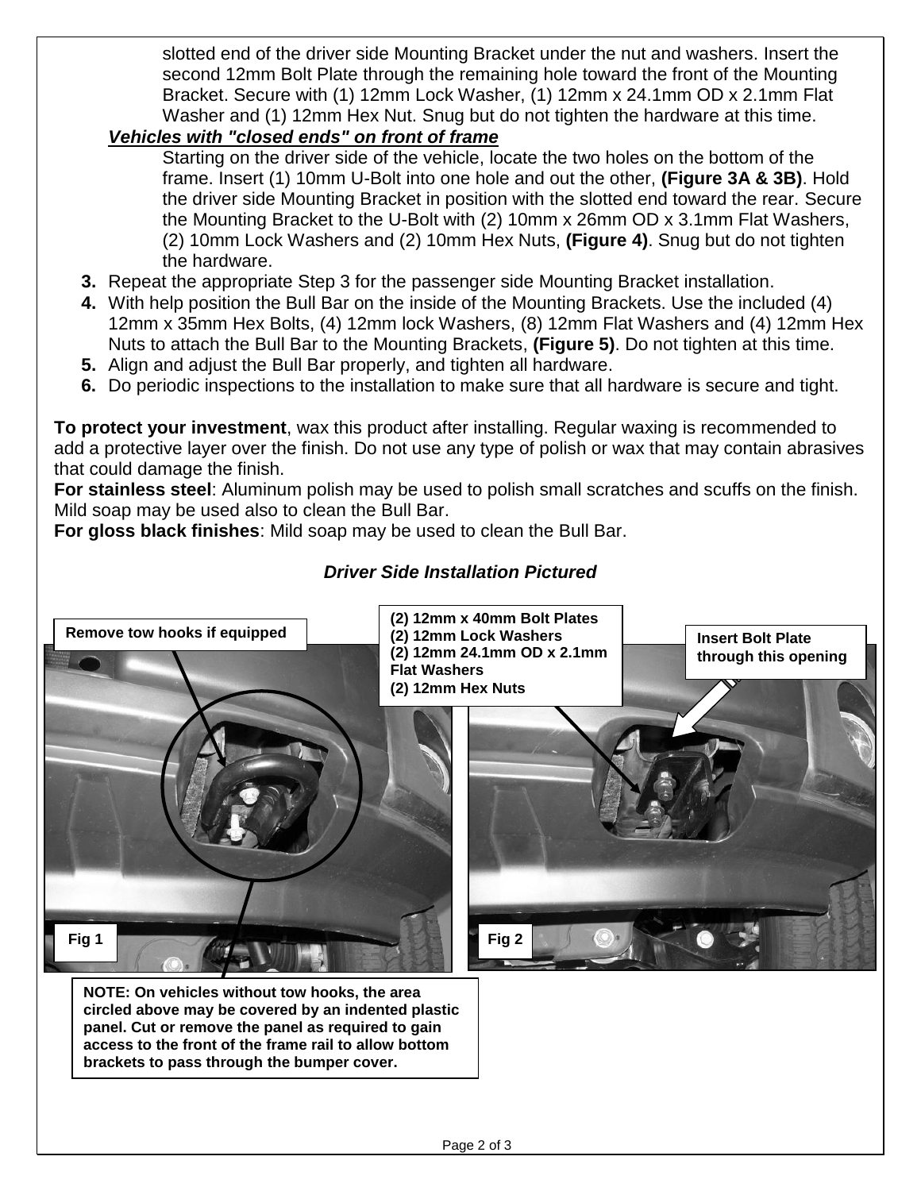slotted end of the driver side Mounting Bracket under the nut and washers. Insert the second 12mm Bolt Plate through the remaining hole toward the front of the Mounting Bracket. Secure with (1) 12mm Lock Washer, (1) 12mm x 24.1mm OD x 2.1mm Flat Washer and (1) 12mm Hex Nut. Snug but do not tighten the hardware at this time.

***Vehicles with "closed ends" on front of frame***

Starting on the driver side of the vehicle, locate the two holes on the bottom of the frame. Insert (1) 10mm U-Bolt into one hole and out the other, **(Figure 3A & 3B)**. Hold the driver side Mounting Bracket in position with the slotted end toward the rear. Secure the Mounting Bracket to the U-Bolt with (2) 10mm x 26mm OD x 3.1mm Flat Washers, (2) 10mm Lock Washers and (2) 10mm Hex Nuts, **(Figure 4)**. Snug but do not tighten the hardware.

3. Repeat the appropriate Step 3 for the passenger side Mounting Bracket installation.
4. With help position the Bull Bar on the inside of the Mounting Brackets. Use the included (4) 12mm x 35mm Hex Bolts, (4) 12mm lock Washers, (8) 12mm Flat Washers and (4) 12mm Hex Nuts to attach the Bull Bar to the Mounting Brackets, **(Figure 5)**. Do not tighten at this time.
5. Align and adjust the Bull Bar properly, and tighten all hardware.
6. Do periodic inspections to the installation to make sure that all hardware is secure and tight.

**To protect your investment**, wax this product after installing. Regular waxing is recommended to add a protective layer over the finish. Do not use any type of polish or wax that may contain abrasives that could damage the finish.

**For stainless steel**: Aluminum polish may be used to polish small scratches and scuffs on the finish. Mild soap may be used also to clean the Bull Bar.

**For gloss black finishes**: Mild soap may be used to clean the Bull Bar.

***Driver Side Installation Pictured***

**Remove tow hooks if equipped**

**Fig 1**

**(2) 12mm x 40mm Bolt Plates**
**(2) 12mm Lock Washers**
**(2) 12mm 24.1mm OD x 2.1mm Flat Washers**
**(2) 12mm Hex Nuts**

**Insert Bolt Plate through this opening**

**Fig 2**

**NOTE: On vehicles without tow hooks, the area circled above may be covered by an indented plastic panel. Cut or remove the panel as required to gain access to the front of the frame rail to allow bottom brackets to pass through the bumper cover.**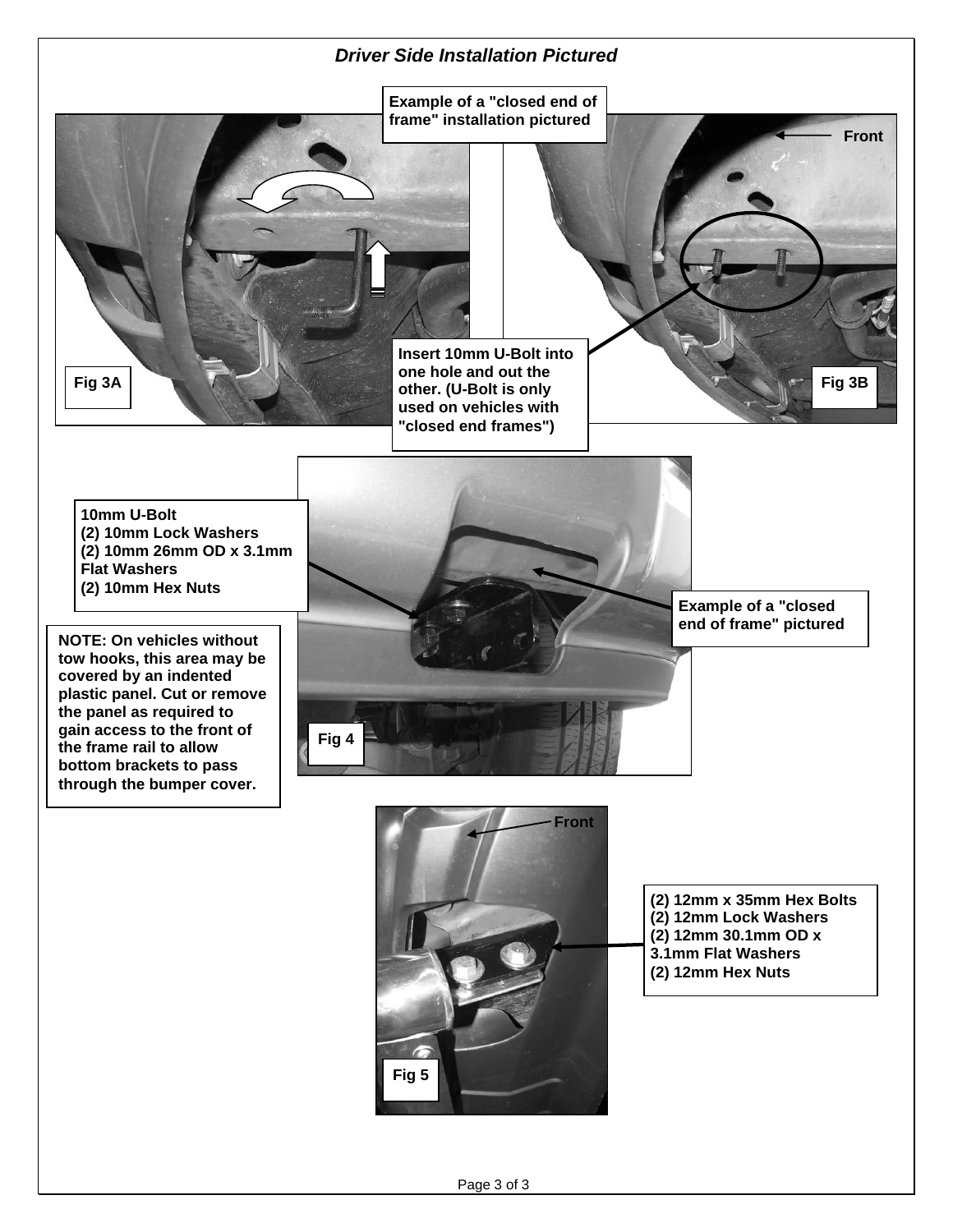*Driver Side Installation Pictured*

**Example of a "closed end of frame" installation pictured**

**Front**

**Fig 3A**

**Fig 3B**

**Insert 10mm U-Bolt into one hole and out the other. (U-Bolt is only used on vehicles with "closed end frames")**

**10mm U-Bolt**
**(2) 10mm Lock Washers**
**(2) 10mm 26mm OD x 3.1mm Flat Washers**
**(2) 10mm Hex Nuts**

**Example of a "closed end of frame" pictured**

**NOTE: On vehicles without tow hooks, this area may be covered by an indented plastic panel. Cut or remove the panel as required to gain access to the front of the frame rail to allow bottom brackets to pass through the bumper cover.**

**Fig 4**

**Front**

**(2) 12mm x 35mm Hex Bolts**
**(2) 12mm Lock Washers**
**(2) 12mm 30.1mm OD x 3.1mm Flat Washers**
**(2) 12mm Hex Nuts**

**Fig 5**